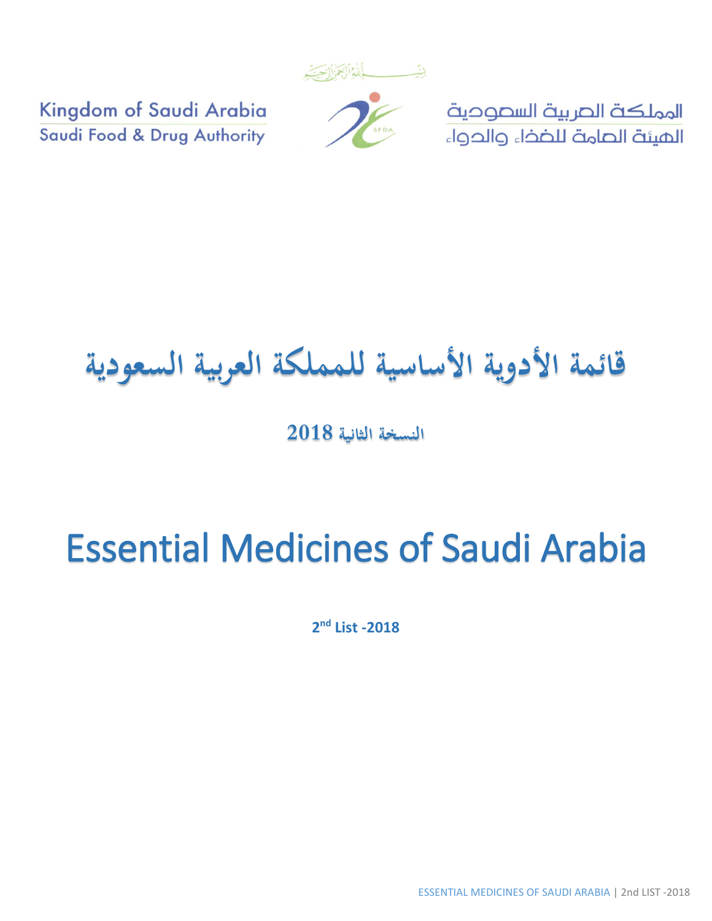بسم الله الرحمن الرحيم

Kingdom of Saudi Arabia
Saudi Food & Drug Authority

المملكة العربية السعودية
الهيئة العامة للغذاء والدواء

# قائمة الأدوية الأساسية للمملكة العربية السعودية

**النسخة الثانية 2018**

# Essential Medicines of Saudi Arabia

**2nd List -2018**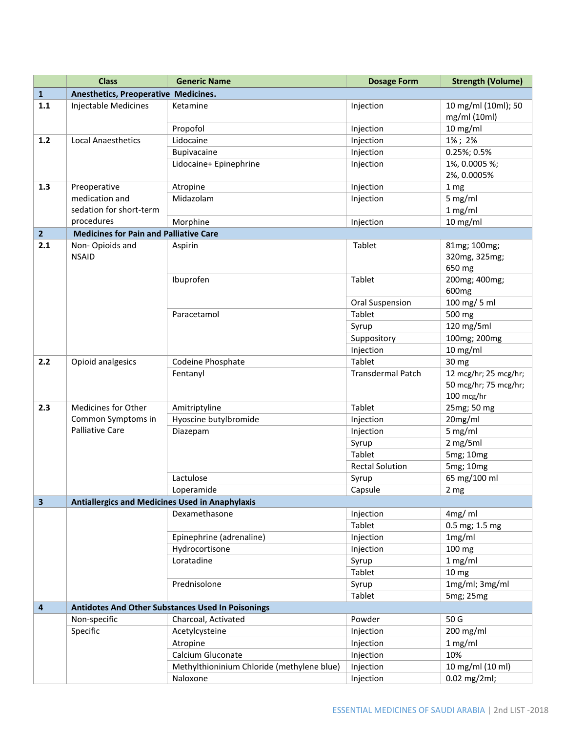|  | Class | Generic Name | Dosage Form | Strength (Volume) |
|---|---|---|---|---|
| **1** | **Anesthetics, Preoperative Medicines.** | | | |
| **1.1** | Injectable Medicines | Ketamine | Injection | 10 mg/ml (10ml); 50 mg/ml (10ml) |
|  |  | Propofol | Injection | 10 mg/ml |
| **1.2** | Local Anaesthetics | Lidocaine | Injection | 1% ; 2% |
|  |  | Bupivacaine | Injection | 0.25%; 0.5% |
|  |  | Lidocaine+ Epinephrine | Injection | 1%, 0.0005 %; 2%, 0.0005% |
| **1.3** | Preoperative medication and sedation for short-term procedures | Atropine | Injection | 1 mg |
|  |  | Midazolam | Injection | 5 mg/ml 1 mg/ml |
|  |  | Morphine | Injection | 10 mg/ml |
| **2** | **Medicines for Pain and Palliative Care** | | | |
| **2.1** | Non- Opioids and NSAID | Aspirin | Tablet | 81mg; 100mg; 320mg, 325mg; 650 mg |
|  |  | Ibuprofen | Tablet | 200mg; 400mg; 600mg |
|  |  |  | Oral Suspension | 100 mg/ 5 ml |
|  |  | Paracetamol | Tablet | 500 mg |
|  |  |  | Syrup | 120 mg/5ml |
|  |  |  | Suppository | 100mg; 200mg |
|  |  |  | Injection | 10 mg/ml |
| **2.2** | Opioid analgesics | Codeine Phosphate | Tablet | 30 mg |
|  |  | Fentanyl | Transdermal Patch | 12 mcg/hr; 25 mcg/hr; 50 mcg/hr; 75 mcg/hr; 100 mcg/hr |
| **2.3** | Medicines for Other Common Symptoms in Palliative Care | Amitriptyline | Tablet | 25mg; 50 mg |
|  |  | Hyoscine butylbromide | Injection | 20mg/ml |
|  |  | Diazepam | Injection | 5 mg/ml |
|  |  |  | Syrup | 2 mg/5ml |
|  |  |  | Tablet | 5mg; 10mg |
|  |  |  | Rectal Solution | 5mg; 10mg |
|  |  | Lactulose | Syrup | 65 mg/100 ml |
|  |  | Loperamide | Capsule | 2 mg |
| **3** | **Antiallergics and Medicines Used in Anaphylaxis** | | | |
|  |  | Dexamethasone | Injection | 4mg/ ml |
|  |  |  | Tablet | 0.5 mg; 1.5 mg |
|  |  | Epinephrine (adrenaline) | Injection | 1mg/ml |
|  |  | Hydrocortisone | Injection | 100 mg |
|  |  | Loratadine | Syrup | 1 mg/ml |
|  |  |  | Tablet | 10 mg |
|  |  | Prednisolone | Syrup | 1mg/ml; 3mg/ml |
|  |  |  | Tablet | 5mg; 25mg |
| **4** | **Antidotes And Other Substances Used In Poisonings** | | | |
|  | Non-specific | Charcoal, Activated | Powder | 50 G |
|  | Specific | Acetylcysteine | Injection | 200 mg/ml |
|  |  | Atropine | Injection | 1 mg/ml |
|  |  | Calcium Gluconate | Injection | 10% |
|  |  | Methylthioninium Chloride (methylene blue) | Injection | 10 mg/ml (10 ml) |
|  |  | Naloxone | Injection | 0.02 mg/2ml; |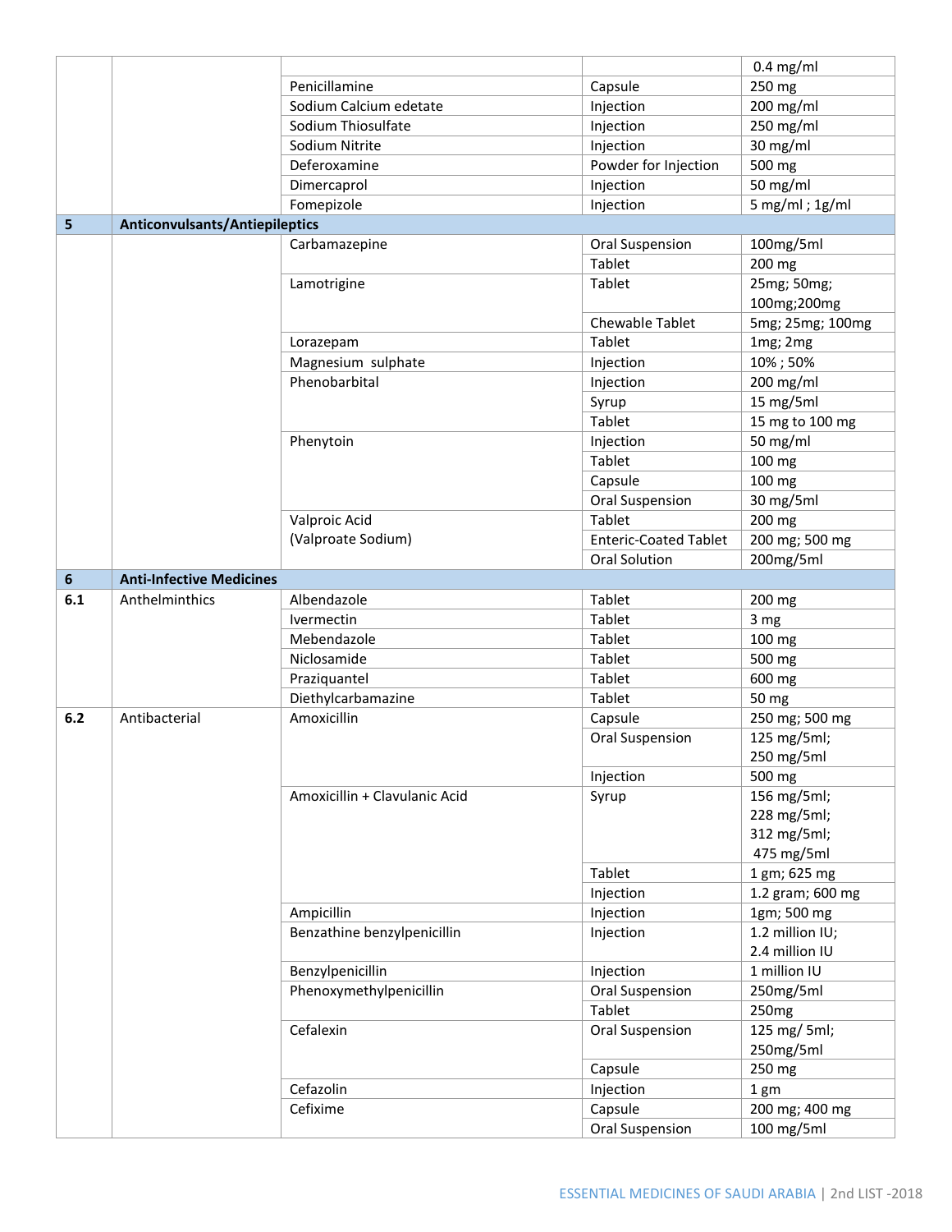| | | | | |
|---|---|---|---|---|
| | | | | 0.4 mg/ml |
| | | Penicillamine | Capsule | 250 mg |
| | | Sodium Calcium edetate | Injection | 200 mg/ml |
| | | Sodium Thiosulfate | Injection | 250 mg/ml |
| | | Sodium Nitrite | Injection | 30 mg/ml |
| | | Deferoxamine | Powder for Injection | 500 mg |
| | | Dimercaprol | Injection | 50 mg/ml |
| | | Fomepizole | Injection | 5 mg/ml ; 1g/ml |
| **5** | **Anticonvulsants/Antiepileptics** | | | |
| | | Carbamazepine | Oral Suspension | 100mg/5ml |
| | | | Tablet | 200 mg |
| | | Lamotrigine | Tablet | 25mg; 50mg; 100mg;200mg |
| | | | Chewable Tablet | 5mg; 25mg; 100mg |
| | | Lorazepam | Tablet | 1mg; 2mg |
| | | Magnesium sulphate | Injection | 10% ; 50% |
| | | Phenobarbital | Injection | 200 mg/ml |
| | | | Syrup | 15 mg/5ml |
| | | | Tablet | 15 mg to 100 mg |
| | | Phenytoin | Injection | 50 mg/ml |
| | | | Tablet | 100 mg |
| | | | Capsule | 100 mg |
| | | | Oral Suspension | 30 mg/5ml |
| | | Valproic Acid (Valproate Sodium) | Tablet | 200 mg |
| | | | Enteric-Coated Tablet | 200 mg; 500 mg |
| | | | Oral Solution | 200mg/5ml |
| **6** | **Anti-Infective Medicines** | | | |
| 6.1 | Anthelminthics | Albendazole | Tablet | 200 mg |
| | | Ivermectin | Tablet | 3 mg |
| | | Mebendazole | Tablet | 100 mg |
| | | Niclosamide | Tablet | 500 mg |
| | | Praziquantel | Tablet | 600 mg |
| | | Diethylcarbamazine | Tablet | 50 mg |
| 6.2 | Antibacterial | Amoxicillin | Capsule | 250 mg; 500 mg |
| | | | Oral Suspension | 125 mg/5ml; 250 mg/5ml |
| | | | Injection | 500 mg |
| | | Amoxicillin + Clavulanic Acid | Syrup | 156 mg/5ml; 228 mg/5ml; 312 mg/5ml; 475 mg/5ml |
| | | | Tablet | 1 gm; 625 mg |
| | | | Injection | 1.2 gram; 600 mg |
| | | Ampicillin | Injection | 1gm; 500 mg |
| | | Benzathine benzylpenicillin | Injection | 1.2 million IU; 2.4 million IU |
| | | Benzylpenicillin | Injection | 1 million IU |
| | | Phenoxymethylpenicillin | Oral Suspension | 250mg/5ml |
| | | | Tablet | 250mg |
| | | Cefalexin | Oral Suspension | 125 mg/ 5ml; 250mg/5ml |
| | | | Capsule | 250 mg |
| | | Cefazolin | Injection | 1 gm |
| | | Cefixime | Capsule | 200 mg; 400 mg |
| | | | Oral Suspension | 100 mg/5ml |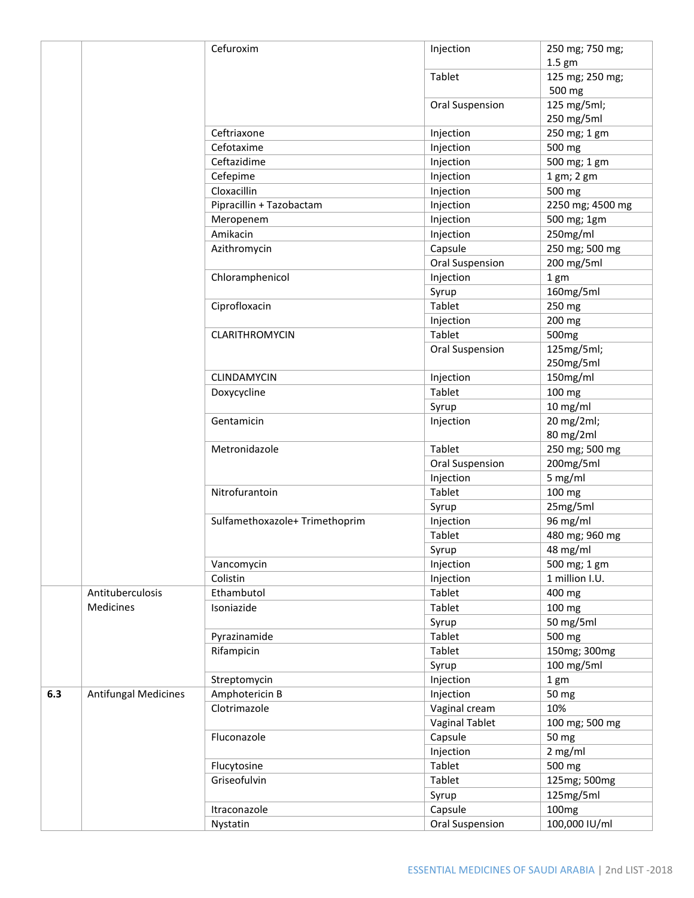| | | | | |
|---|---|---|---|---|
| | | Cefuroxim | Injection | 250 mg; 750 mg; 1.5 gm |
| | | | Tablet | 125 mg; 250 mg; 500 mg |
| | | | Oral Suspension | 125 mg/5ml; 250 mg/5ml |
| | | Ceftriaxone | Injection | 250 mg; 1 gm |
| | | Cefotaxime | Injection | 500 mg |
| | | Ceftazidime | Injection | 500 mg; 1 gm |
| | | Cefepime | Injection | 1 gm; 2 gm |
| | | Cloxacillin | Injection | 500 mg |
| | | Pipracillin + Tazobactam | Injection | 2250 mg; 4500 mg |
| | | Meropenem | Injection | 500 mg; 1gm |
| | | Amikacin | Injection | 250mg/ml |
| | | Azithromycin | Capsule | 250 mg; 500 mg |
| | | | Oral Suspension | 200 mg/5ml |
| | | Chloramphenicol | Injection | 1 gm |
| | | | Syrup | 160mg/5ml |
| | | Ciprofloxacin | Tablet | 250 mg |
| | | | Injection | 200 mg |
| | | CLARITHROMYCIN | Tablet | 500mg |
| | | | Oral Suspension | 125mg/5ml; 250mg/5ml |
| | | CLINDAMYCIN | Injection | 150mg/ml |
| | | Doxycycline | Tablet | 100 mg |
| | | | Syrup | 10 mg/ml |
| | | Gentamicin | Injection | 20 mg/2ml; 80 mg/2ml |
| | | Metronidazole | Tablet | 250 mg; 500 mg |
| | | | Oral Suspension | 200mg/5ml |
| | | | Injection | 5 mg/ml |
| | | Nitrofurantoin | Tablet | 100 mg |
| | | | Syrup | 25mg/5ml |
| | | Sulfamethoxazole+ Trimethoprim | Injection | 96 mg/ml |
| | | | Tablet | 480 mg; 960 mg |
| | | | Syrup | 48 mg/ml |
| | | Vancomycin | Injection | 500 mg; 1 gm |
| | | Colistin | Injection | 1 million I.U. |
| | Antituberculosis Medicines | Ethambutol | Tablet | 400 mg |
| | | Isoniazide | Tablet | 100 mg |
| | | | Syrup | 50 mg/5ml |
| | | Pyrazinamide | Tablet | 500 mg |
| | | Rifampicin | Tablet | 150mg; 300mg |
| | | | Syrup | 100 mg/5ml |
| | | Streptomycin | Injection | 1 gm |
| **6.3** | Antifungal Medicines | Amphotericin B | Injection | 50 mg |
| | | Clotrimazole | Vaginal cream | 10% |
| | | | Vaginal Tablet | 100 mg; 500 mg |
| | | Fluconazole | Capsule | 50 mg |
| | | | Injection | 2 mg/ml |
| | | Flucytosine | Tablet | 500 mg |
| | | Griseofulvin | Tablet | 125mg; 500mg |
| | | | Syrup | 125mg/5ml |
| | | Itraconazole | Capsule | 100mg |
| | | Nystatin | Oral Suspension | 100,000 IU/ml |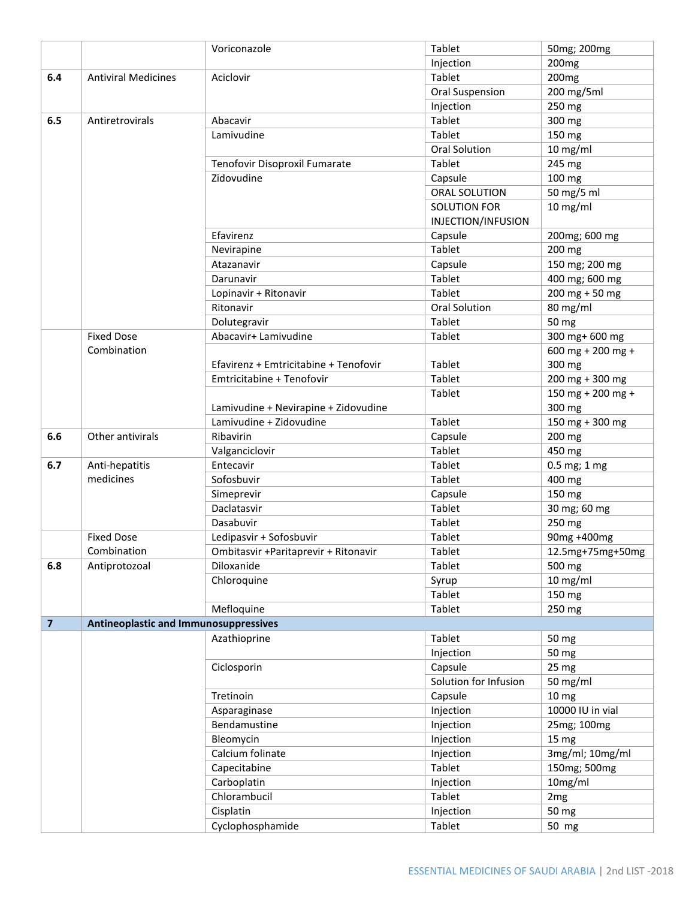| | | Voriconazole | Tablet | 50mg; 200mg |
|---|---|---|---|---|
| | | | Injection | 200mg |
| **6.4** | Antiviral Medicines | Aciclovir | Tablet | 200mg |
| | | | Oral Suspension | 200 mg/5ml |
| | | | Injection | 250 mg |
| **6.5** | Antiretrovirals | Abacavir | Tablet | 300 mg |
| | | Lamivudine | Tablet | 150 mg |
| | | | Oral Solution | 10 mg/ml |
| | | Tenofovir Disoproxil Fumarate | Tablet | 245 mg |
| | | Zidovudine | Capsule | 100 mg |
| | | | ORAL SOLUTION | 50 mg/5 ml |
| | | | SOLUTION FOR INJECTION/INFUSION | 10 mg/ml |
| | | Efavirenz | Capsule | 200mg; 600 mg |
| | | Nevirapine | Tablet | 200 mg |
| | | Atazanavir | Capsule | 150 mg; 200 mg |
| | | Darunavir | Tablet | 400 mg; 600 mg |
| | | Lopinavir + Ritonavir | Tablet | 200 mg + 50 mg |
| | | Ritonavir | Oral Solution | 80 mg/ml |
| | | Dolutegravir | Tablet | 50 mg |
| | Fixed Dose Combination | Abacavir+ Lamivudine | Tablet | 300 mg+ 600 mg |
| | | Efavirenz + Emtricitabine + Tenofovir | Tablet | 600 mg + 200 mg + 300 mg |
| | | Emtricitabine + Tenofovir | Tablet | 200 mg + 300 mg |
| | | Lamivudine + Nevirapine + Zidovudine | Tablet | 150 mg + 200 mg + 300 mg |
| | | Lamivudine + Zidovudine | Tablet | 150 mg + 300 mg |
| **6.6** | Other antivirals | Ribavirin | Capsule | 200 mg |
| | | Valganciclovir | Tablet | 450 mg |
| **6.7** | Anti-hepatitis medicines | Entecavir | Tablet | 0.5 mg; 1 mg |
| | | Sofosbuvir | Tablet | 400 mg |
| | | Simeprevir | Capsule | 150 mg |
| | | Daclatasvir | Tablet | 30 mg; 60 mg |
| | | Dasabuvir | Tablet | 250 mg |
| | Fixed Dose Combination | Ledipasvir + Sofosbuvir | Tablet | 90mg +400mg |
| | | Ombitasvir +Paritaprevir + Ritonavir | Tablet | 12.5mg+75mg+50mg |
| **6.8** | Antiprotozoal | Diloxanide | Tablet | 500 mg |
| | | Chloroquine | Syrup | 10 mg/ml |
| | | | Tablet | 150 mg |
| | | Mefloquine | Tablet | 250 mg |
| **7** | **Antineoplastic and Immunosuppressives** | | | |
| | | Azathioprine | Tablet | 50 mg |
| | | | Injection | 50 mg |
| | | Ciclosporin | Capsule | 25 mg |
| | | | Solution for Infusion | 50 mg/ml |
| | | Tretinoin | Capsule | 10 mg |
| | | Asparaginase | Injection | 10000 IU in vial |
| | | Bendamustine | Injection | 25mg; 100mg |
| | | Bleomycin | Injection | 15 mg |
| | | Calcium folinate | Injection | 3mg/ml; 10mg/ml |
| | | Capecitabine | Tablet | 150mg; 500mg |
| | | Carboplatin | Injection | 10mg/ml |
| | | Chlorambucil | Tablet | 2mg |
| | | Cisplatin | Injection | 50 mg |
| | | Cyclophosphamide | Tablet | 50 mg |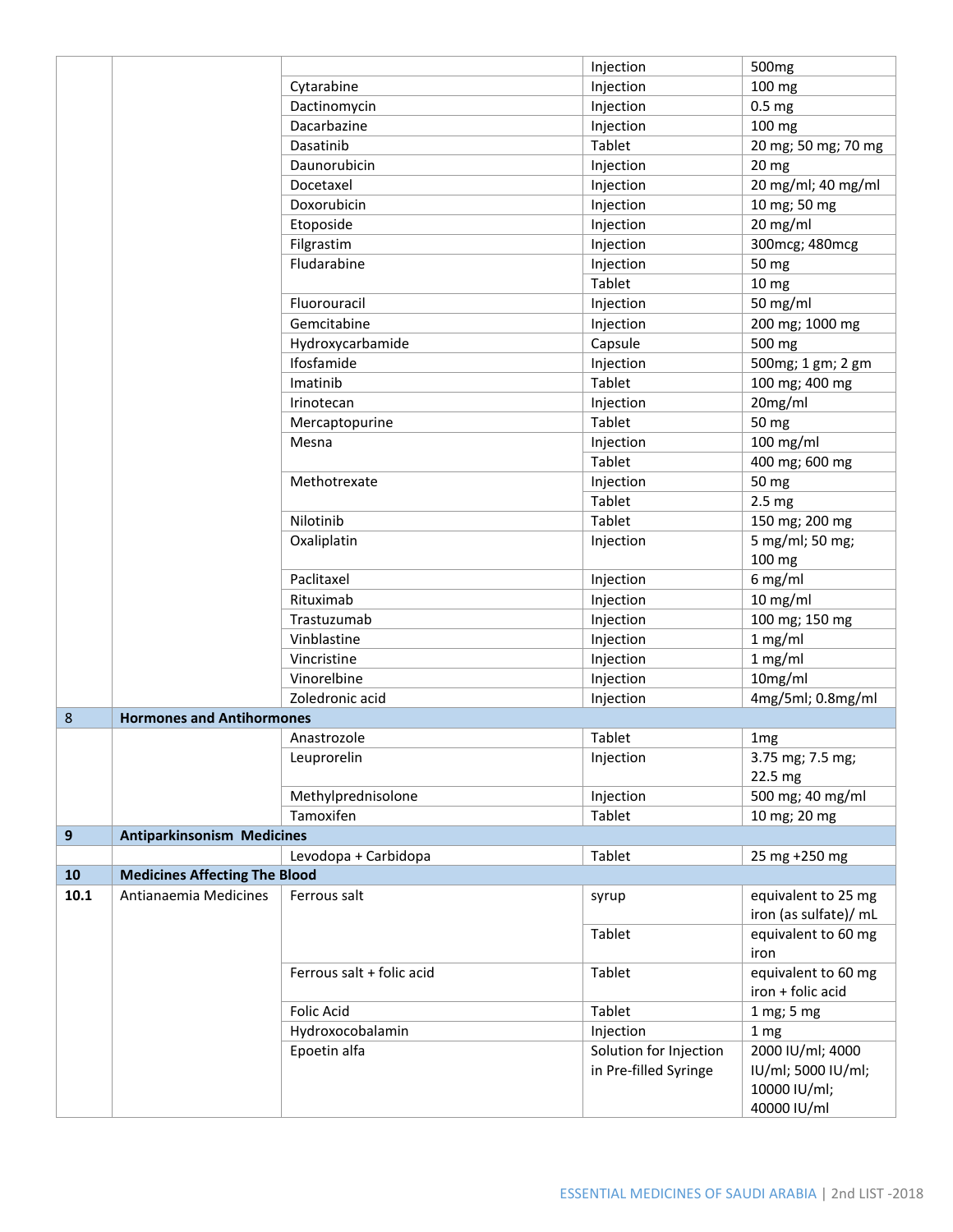| | | | | |
|---|---|---|---|---|
| | | | Injection | 500mg |
| | | Cytarabine | Injection | 100 mg |
| | | Dactinomycin | Injection | 0.5 mg |
| | | Dacarbazine | Injection | 100 mg |
| | | Dasatinib | Tablet | 20 mg; 50 mg; 70 mg |
| | | Daunorubicin | Injection | 20 mg |
| | | Docetaxel | Injection | 20 mg/ml; 40 mg/ml |
| | | Doxorubicin | Injection | 10 mg; 50 mg |
| | | Etoposide | Injection | 20 mg/ml |
| | | Filgrastim | Injection | 300mcg; 480mcg |
| | | Fludarabine | Injection | 50 mg |
| | | | Tablet | 10 mg |
| | | Fluorouracil | Injection | 50 mg/ml |
| | | Gemcitabine | Injection | 200 mg; 1000 mg |
| | | Hydroxycarbamide | Capsule | 500 mg |
| | | Ifosfamide | Injection | 500mg; 1 gm; 2 gm |
| | | Imatinib | Tablet | 100 mg; 400 mg |
| | | Irinotecan | Injection | 20mg/ml |
| | | Mercaptopurine | Tablet | 50 mg |
| | | Mesna | Injection | 100 mg/ml |
| | | | Tablet | 400 mg; 600 mg |
| | | Methotrexate | Injection | 50 mg |
| | | | Tablet | 2.5 mg |
| | | Nilotinib | Tablet | 150 mg; 200 mg |
| | | Oxaliplatin | Injection | 5 mg/ml; 50 mg; 100 mg |
| | | Paclitaxel | Injection | 6 mg/ml |
| | | Rituximab | Injection | 10 mg/ml |
| | | Trastuzumab | Injection | 100 mg; 150 mg |
| | | Vinblastine | Injection | 1 mg/ml |
| | | Vincristine | Injection | 1 mg/ml |
| | | Vinorelbine | Injection | 10mg/ml |
| | | Zoledronic acid | Injection | 4mg/5ml; 0.8mg/ml |
| 8 | **Hormones and Antihormones** | | | |
| | | Anastrozole | Tablet | 1mg |
| | | Leuprorelin | Injection | 3.75 mg; 7.5 mg; 22.5 mg |
| | | Methylprednisolone | Injection | 500 mg; 40 mg/ml |
| | | Tamoxifen | Tablet | 10 mg; 20 mg |
| **9** | **Antiparkinsonism Medicines** | | | |
| | | Levodopa + Carbidopa | Tablet | 25 mg +250 mg |
| **10** | **Medicines Affecting The Blood** | | | |
| **10.1** | Antianaemia Medicines | Ferrous salt | syrup | equivalent to 25 mg iron (as sulfate)/ mL |
| | | | Tablet | equivalent to 60 mg iron |
| | | Ferrous salt + folic acid | Tablet | equivalent to 60 mg iron + folic acid |
| | | Folic Acid | Tablet | 1 mg; 5 mg |
| | | Hydroxocobalamin | Injection | 1 mg |
| | | Epoetin alfa | Solution for Injection in Pre-filled Syringe | 2000 IU/ml; 4000 IU/ml; 5000 IU/ml; 10000 IU/ml; 40000 IU/ml |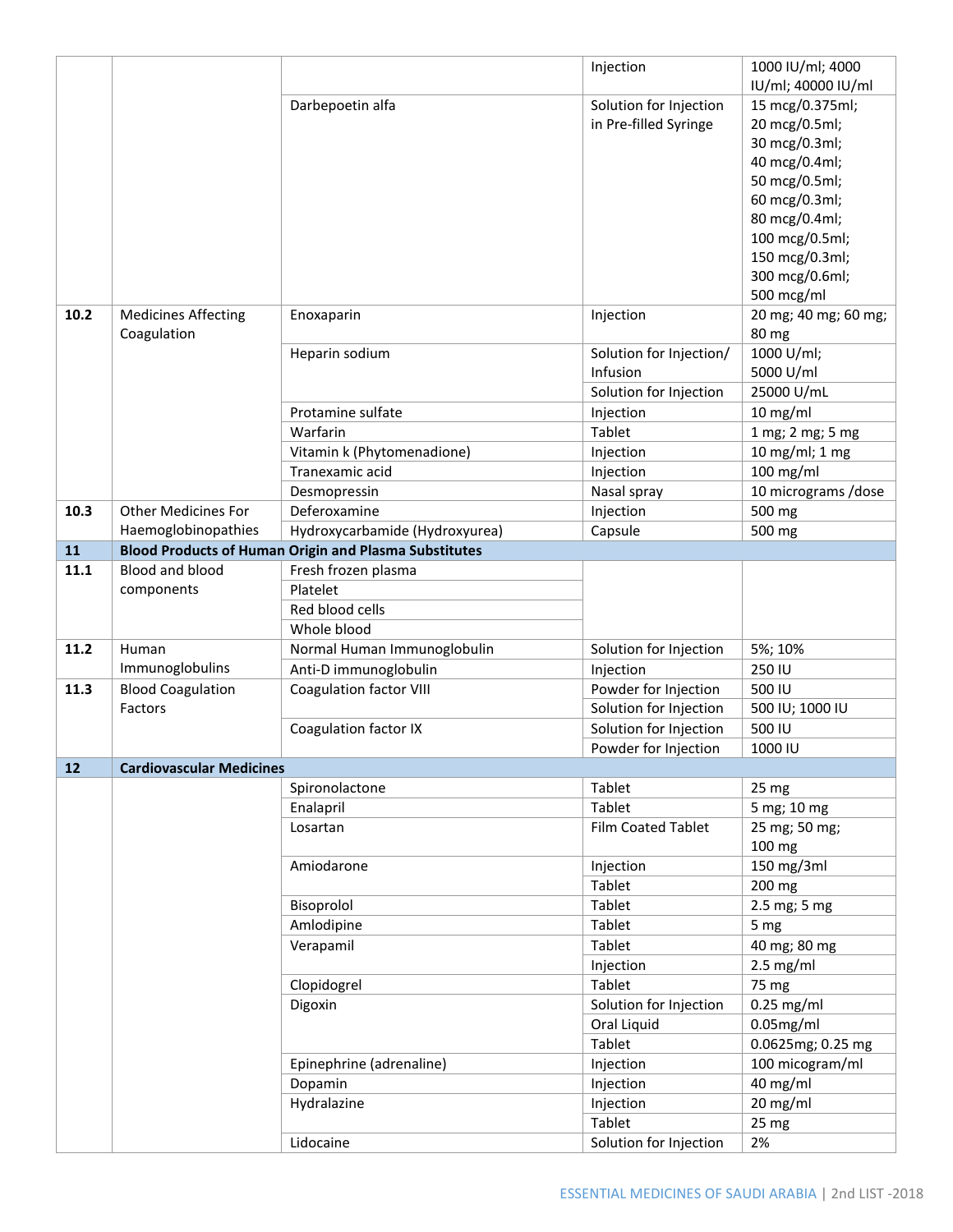| | | | | |
|---|---|---|---|---|
| | | | Injection | 1000 IU/ml; 4000 IU/ml; 40000 IU/ml |
| | | Darbepoetin alfa | Solution for Injection in Pre-filled Syringe | 15 mcg/0.375ml; 20 mcg/0.5ml; 30 mcg/0.3ml; 40 mcg/0.4ml; 50 mcg/0.5ml; 60 mcg/0.3ml; 80 mcg/0.4ml; 100 mcg/0.5ml; 150 mcg/0.3ml; 300 mcg/0.6ml; 500 mcg/ml |
| **10.2** | Medicines Affecting Coagulation | Enoxaparin | Injection | 20 mg; 40 mg; 60 mg; 80 mg |
| | | Heparin sodium | Solution for Injection/ Infusion | 1000 U/ml; 5000 U/ml |
| | | | Solution for Injection | 25000 U/mL |
| | | Protamine sulfate | Injection | 10 mg/ml |
| | | Warfarin | Tablet | 1 mg; 2 mg; 5 mg |
| | | Vitamin k (Phytomenadione) | Injection | 10 mg/ml; 1 mg |
| | | Tranexamic acid | Injection | 100 mg/ml |
| | | Desmopressin | Nasal spray | 10 micrograms /dose |
| **10.3** | Other Medicines For Haemoglobinopathies | Deferoxamine | Injection | 500 mg |
| | | Hydroxycarbamide (Hydroxyurea) | Capsule | 500 mg |
| **11** | **Blood Products of Human Origin and Plasma Substitutes** | | | |
| **11.1** | Blood and blood components | Fresh frozen plasma | | |
| | | Platelet | | |
| | | Red blood cells | | |
| | | Whole blood | | |
| **11.2** | Human Immunoglobulins | Normal Human Immunoglobulin | Solution for Injection | 5%; 10% |
| | | Anti-D immunoglobulin | Injection | 250 IU |
| **11.3** | Blood Coagulation Factors | Coagulation factor VIII | Powder for Injection | 500 IU |
| | | | Solution for Injection | 500 IU; 1000 IU |
| | | Coagulation factor IX | Solution for Injection | 500 IU |
| | | | Powder for Injection | 1000 IU |
| **12** | **Cardiovascular Medicines** | | | |
| | | Spironolactone | Tablet | 25 mg |
| | | Enalapril | Tablet | 5 mg; 10 mg |
| | | Losartan | Film Coated Tablet | 25 mg; 50 mg; 100 mg |
| | | Amiodarone | Injection | 150 mg/3ml |
| | | | Tablet | 200 mg |
| | | Bisoprolol | Tablet | 2.5 mg; 5 mg |
| | | Amlodipine | Tablet | 5 mg |
| | | Verapamil | Tablet | 40 mg; 80 mg |
| | | | Injection | 2.5 mg/ml |
| | | Clopidogrel | Tablet | 75 mg |
| | | Digoxin | Solution for Injection | 0.25 mg/ml |
| | | | Oral Liquid | 0.05mg/ml |
| | | | Tablet | 0.0625mg; 0.25 mg |
| | | Epinephrine (adrenaline) | Injection | 100 micogram/ml |
| | | Dopamin | Injection | 40 mg/ml |
| | | Hydralazine | Injection | 20 mg/ml |
| | | | Tablet | 25 mg |
| | | Lidocaine | Solution for Injection | 2% |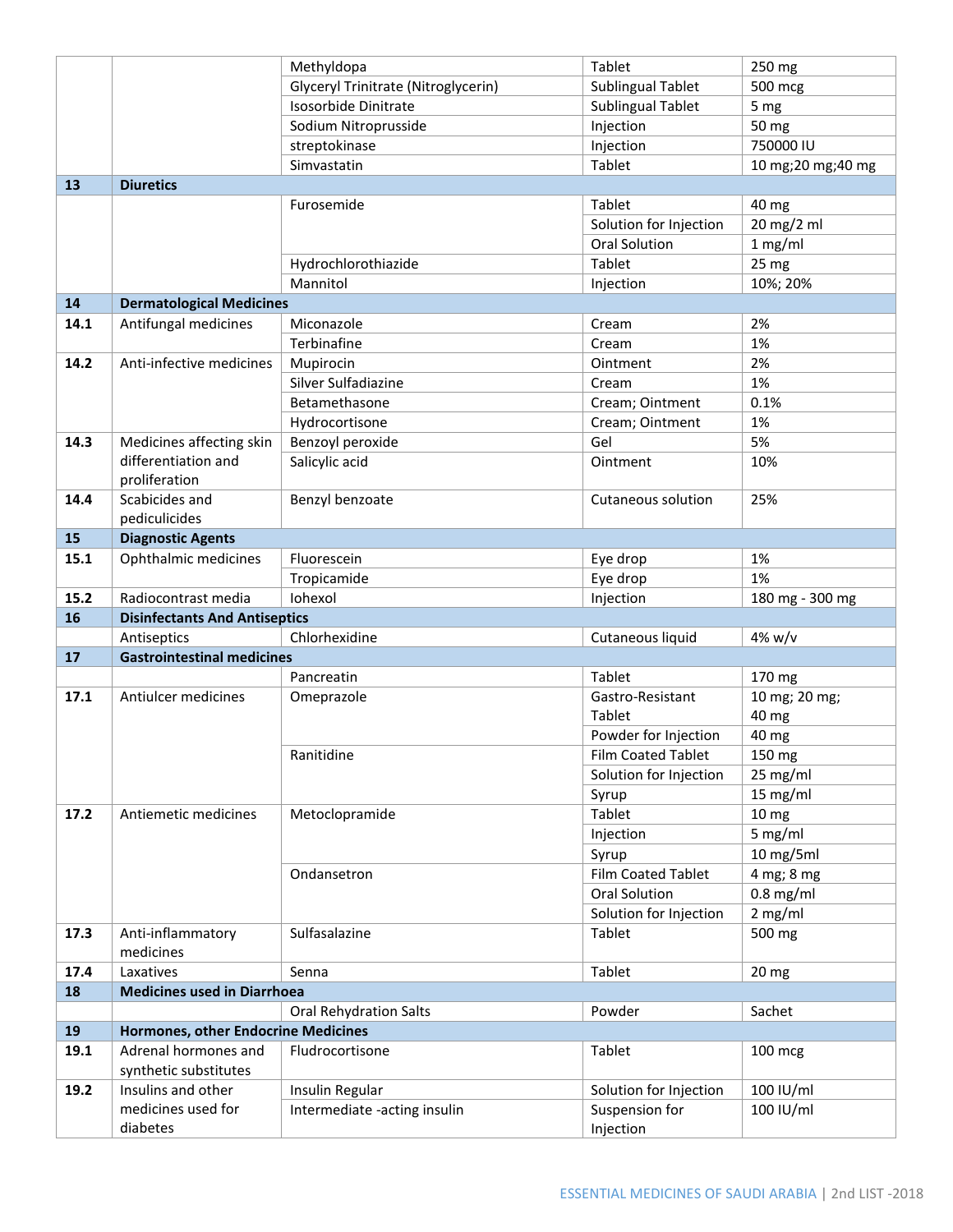| | | | | |
|---|---|---|---|---|
| | | Methyldopa | Tablet | 250 mg |
| | | Glyceryl Trinitrate (Nitroglycerin) | Sublingual Tablet | 500 mcg |
| | | Isosorbide Dinitrate | Sublingual Tablet | 5 mg |
| | | Sodium Nitroprusside | Injection | 50 mg |
| | | streptokinase | Injection | 750000 IU |
| | | Simvastatin | Tablet | 10 mg;20 mg;40 mg |
| **13** | **Diuretics** | | | |
| | | Furosemide | Tablet | 40 mg |
| | | | Solution for Injection | 20 mg/2 ml |
| | | | Oral Solution | 1 mg/ml |
| | | Hydrochlorothiazide | Tablet | 25 mg |
| | | Mannitol | Injection | 10%; 20% |
| **14** | **Dermatological Medicines** | | | |
| **14.1** | Antifungal medicines | Miconazole | Cream | 2% |
| | | Terbinafine | Cream | 1% |
| **14.2** | Anti-infective medicines | Mupirocin | Ointment | 2% |
| | | Silver Sulfadiazine | Cream | 1% |
| | | Betamethasone | Cream; Ointment | 0.1% |
| | | Hydrocortisone | Cream; Ointment | 1% |
| **14.3** | Medicines affecting skin differentiation and proliferation | Benzoyl peroxide | Gel | 5% |
| | | Salicylic acid | Ointment | 10% |
| **14.4** | Scabicides and pediculicides | Benzyl benzoate | Cutaneous solution | 25% |
| **15** | **Diagnostic Agents** | | | |
| **15.1** | Ophthalmic medicines | Fluorescein | Eye drop | 1% |
| | | Tropicamide | Eye drop | 1% |
| **15.2** | Radiocontrast media | Iohexol | Injection | 180 mg - 300 mg |
| **16** | **Disinfectants And Antiseptics** | | | |
| | Antiseptics | Chlorhexidine | Cutaneous liquid | 4% w/v |
| **17** | **Gastrointestinal medicines** | | | |
| | | Pancreatin | Tablet | 170 mg |
| **17.1** | Antiulcer medicines | Omeprazole | Gastro-Resistant Tablet | 10 mg; 20 mg; 40 mg |
| | | | Powder for Injection | 40 mg |
| | | Ranitidine | Film Coated Tablet | 150 mg |
| | | | Solution for Injection | 25 mg/ml |
| | | | Syrup | 15 mg/ml |
| **17.2** | Antiemetic medicines | Metoclopramide | Tablet | 10 mg |
| | | | Injection | 5 mg/ml |
| | | | Syrup | 10 mg/5ml |
| | | Ondansetron | Film Coated Tablet | 4 mg; 8 mg |
| | | | Oral Solution | 0.8 mg/ml |
| | | | Solution for Injection | 2 mg/ml |
| **17.3** | Anti-inflammatory medicines | Sulfasalazine | Tablet | 500 mg |
| **17.4** | Laxatives | Senna | Tablet | 20 mg |
| **18** | **Medicines used in Diarrhoea** | | | |
| | | Oral Rehydration Salts | Powder | Sachet |
| **19** | **Hormones, other Endocrine Medicines** | | | |
| **19.1** | Adrenal hormones and synthetic substitutes | Fludrocortisone | Tablet | 100 mcg |
| **19.2** | Insulins and other medicines used for diabetes | Insulin Regular | Solution for Injection | 100 IU/ml |
| | | Intermediate -acting insulin | Suspension for Injection | 100 IU/ml |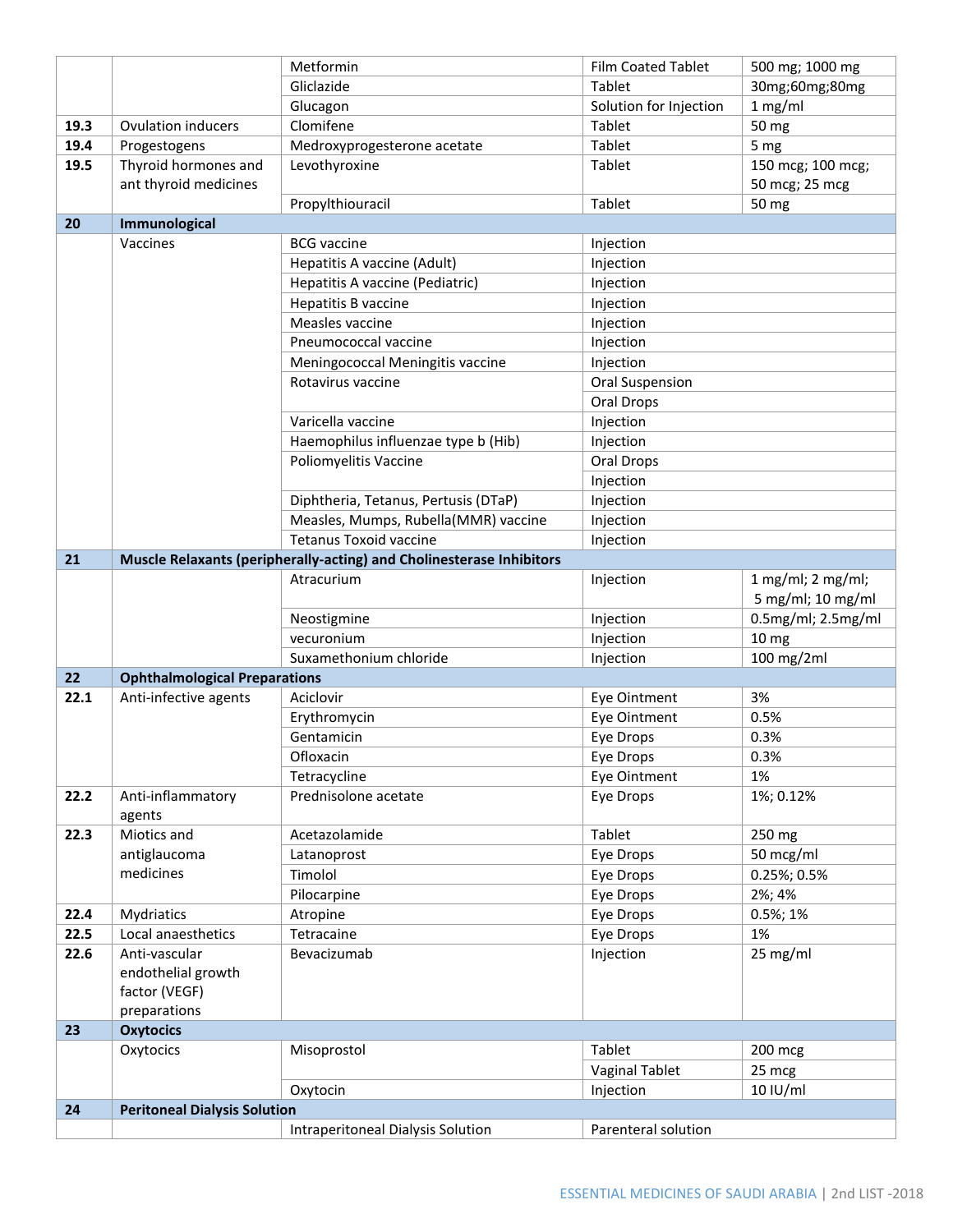| | | | | |
|---|---|---|---|---|
| | | Metformin | Film Coated Tablet | 500 mg; 1000 mg |
| | | Gliclazide | Tablet | 30mg;60mg;80mg |
| | | Glucagon | Solution for Injection | 1 mg/ml |
| **19.3** | Ovulation inducers | Clomifene | Tablet | 50 mg |
| **19.4** | Progestogens | Medroxyprogesterone acetate | Tablet | 5 mg |
| **19.5** | Thyroid hormones and ant thyroid medicines | Levothyroxine | Tablet | 150 mcg; 100 mcg; 50 mcg; 25 mcg |
| | | Propylthiouracil | Tablet | 50 mg |
| **20** | **Immunological** | | | |
| | Vaccines | BCG vaccine | Injection | |
| | | Hepatitis A vaccine (Adult) | Injection | |
| | | Hepatitis A vaccine (Pediatric) | Injection | |
| | | Hepatitis B vaccine | Injection | |
| | | Measles vaccine | Injection | |
| | | Pneumococcal vaccine | Injection | |
| | | Meningococcal Meningitis vaccine | Injection | |
| | | Rotavirus vaccine | Oral Suspension | |
| | | | Oral Drops | |
| | | Varicella vaccine | Injection | |
| | | Haemophilus influenzae type b (Hib) | Injection | |
| | | Poliomyelitis Vaccine | Oral Drops | |
| | | | Injection | |
| | | Diphtheria, Tetanus, Pertusis (DTaP) | Injection | |
| | | Measles, Mumps, Rubella(MMR) vaccine | Injection | |
| | | Tetanus Toxoid vaccine | Injection | |
| **21** | **Muscle Relaxants (peripherally-acting) and Cholinesterase Inhibitors** | | | |
| | | Atracurium | Injection | 1 mg/ml; 2 mg/ml; 5 mg/ml; 10 mg/ml |
| | | Neostigmine | Injection | 0.5mg/ml; 2.5mg/ml |
| | | vecuronium | Injection | 10 mg |
| | | Suxamethonium chloride | Injection | 100 mg/2ml |
| **22** | **Ophthalmological Preparations** | | | |
| **22.1** | Anti-infective agents | Aciclovir | Eye Ointment | 3% |
| | | Erythromycin | Eye Ointment | 0.5% |
| | | Gentamicin | Eye Drops | 0.3% |
| | | Ofloxacin | Eye Drops | 0.3% |
| | | Tetracycline | Eye Ointment | 1% |
| **22.2** | Anti-inflammatory agents | Prednisolone acetate | Eye Drops | 1%; 0.12% |
| **22.3** | Miotics and antiglaucoma medicines | Acetazolamide | Tablet | 250 mg |
| | | Latanoprost | Eye Drops | 50 mcg/ml |
| | | Timolol | Eye Drops | 0.25%; 0.5% |
| | | Pilocarpine | Eye Drops | 2%; 4% |
| **22.4** | Mydriatics | Atropine | Eye Drops | 0.5%; 1% |
| **22.5** | Local anaesthetics | Tetracaine | Eye Drops | 1% |
| **22.6** | Anti-vascular endothelial growth factor (VEGF) preparations | Bevacizumab | Injection | 25 mg/ml |
| **23** | **Oxytocics** | | | |
| | Oxytocics | Misoprostol | Tablet | 200 mcg |
| | | | Vaginal Tablet | 25 mcg |
| | | Oxytocin | Injection | 10 IU/ml |
| **24** | **Peritoneal Dialysis Solution** | | | |
| | | Intraperitoneal Dialysis Solution | Parenteral solution | |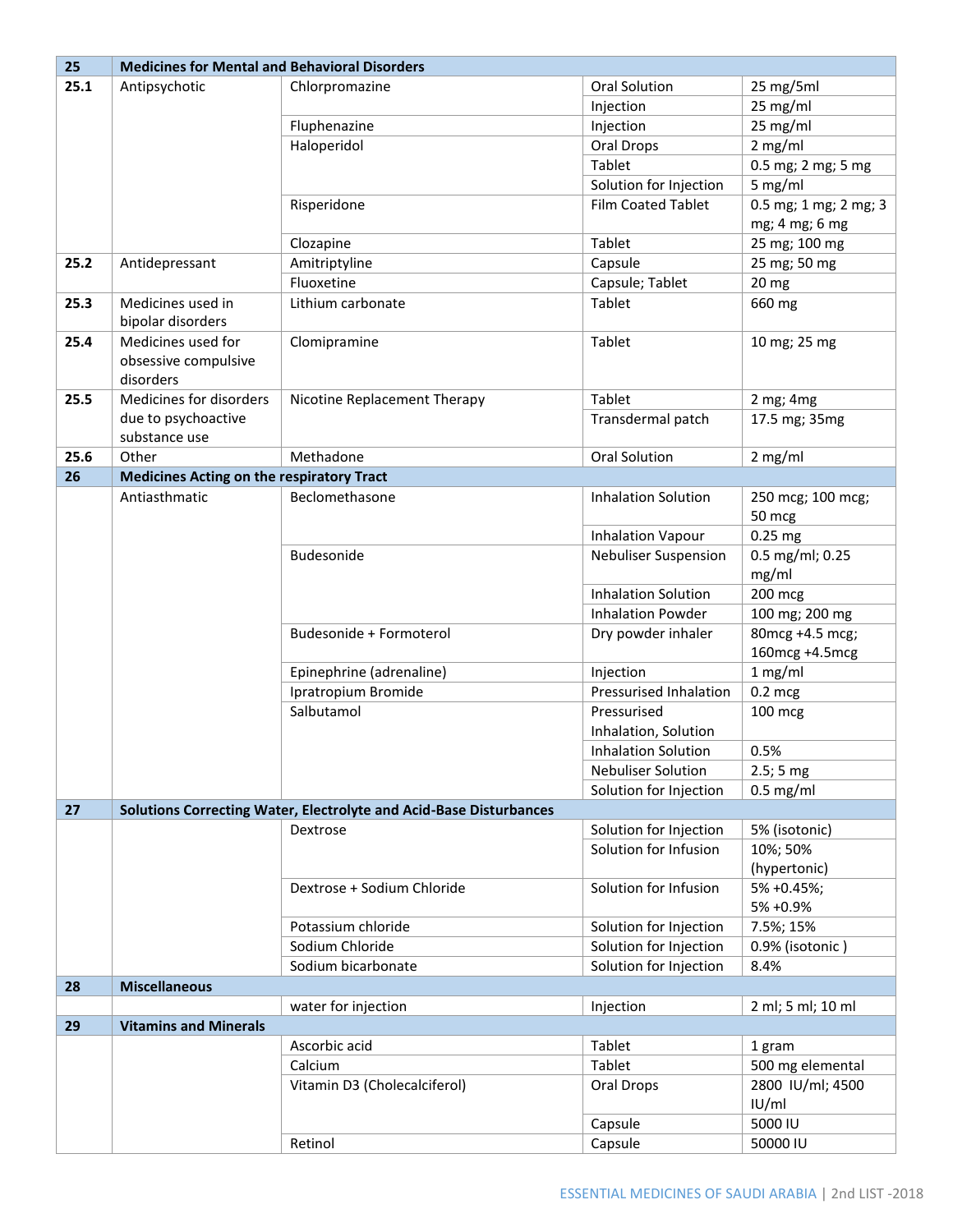| 25 | Medicines for Mental and Behavioral Disorders | | | |
|---|---|---|---|---|
| 25.1 | Antipsychotic | Chlorpromazine | Oral Solution | 25 mg/5ml |
| | | | Injection | 25 mg/ml |
| | | Fluphenazine | Injection | 25 mg/ml |
| | | Haloperidol | Oral Drops | 2 mg/ml |
| | | | Tablet | 0.5 mg; 2 mg; 5 mg |
| | | | Solution for Injection | 5 mg/ml |
| | | Risperidone | Film Coated Tablet | 0.5 mg; 1 mg; 2 mg; 3 mg; 4 mg; 6 mg |
| | | Clozapine | Tablet | 25 mg; 100 mg |
| 25.2 | Antidepressant | Amitriptyline | Capsule | 25 mg; 50 mg |
| | | Fluoxetine | Capsule; Tablet | 20 mg |
| 25.3 | Medicines used in bipolar disorders | Lithium carbonate | Tablet | 660 mg |
| 25.4 | Medicines used for obsessive compulsive disorders | Clomipramine | Tablet | 10 mg; 25 mg |
| 25.5 | Medicines for disorders due to psychoactive substance use | Nicotine Replacement Therapy | Tablet | 2 mg; 4mg |
| | | | Transdermal patch | 17.5 mg; 35mg |
| 25.6 | Other | Methadone | Oral Solution | 2 mg/ml |
| 26 | Medicines Acting on the respiratory Tract | | | |
| | Antiasthmatic | Beclomethasone | Inhalation Solution | 250 mcg; 100 mcg; 50 mcg |
| | | | Inhalation Vapour | 0.25 mg |
| | | Budesonide | Nebuliser Suspension | 0.5 mg/ml; 0.25 mg/ml |
| | | | Inhalation Solution | 200 mcg |
| | | | Inhalation Powder | 100 mg; 200 mg |
| | | Budesonide + Formoterol | Dry powder inhaler | 80mcg +4.5 mcg; 160mcg +4.5mcg |
| | | Epinephrine (adrenaline) | Injection | 1 mg/ml |
| | | Ipratropium Bromide | Pressurised Inhalation | 0.2 mcg |
| | | Salbutamol | Pressurised Inhalation, Solution | 100 mcg |
| | | | Inhalation Solution | 0.5% |
| | | | Nebuliser Solution | 2.5; 5 mg |
| | | | Solution for Injection | 0.5 mg/ml |
| 27 | Solutions Correcting Water, Electrolyte and Acid-Base Disturbances | | | |
| | | Dextrose | Solution for Injection | 5% (isotonic) |
| | | | Solution for Infusion | 10%; 50% (hypertonic) |
| | | Dextrose + Sodium Chloride | Solution for Infusion | 5% +0.45%; 5% +0.9% |
| | | Potassium chloride | Solution for Injection | 7.5%; 15% |
| | | Sodium Chloride | Solution for Injection | 0.9% (isotonic ) |
| | | Sodium bicarbonate | Solution for Injection | 8.4% |
| 28 | Miscellaneous | | | |
| | | water for injection | Injection | 2 ml; 5 ml; 10 ml |
| 29 | Vitamins and Minerals | | | |
| | | Ascorbic acid | Tablet | 1 gram |
| | | Calcium | Tablet | 500 mg elemental |
| | | Vitamin D3 (Cholecalciferol) | Oral Drops | 2800 IU/ml; 4500 IU/ml |
| | | | Capsule | 5000 IU |
| | | Retinol | Capsule | 50000 IU |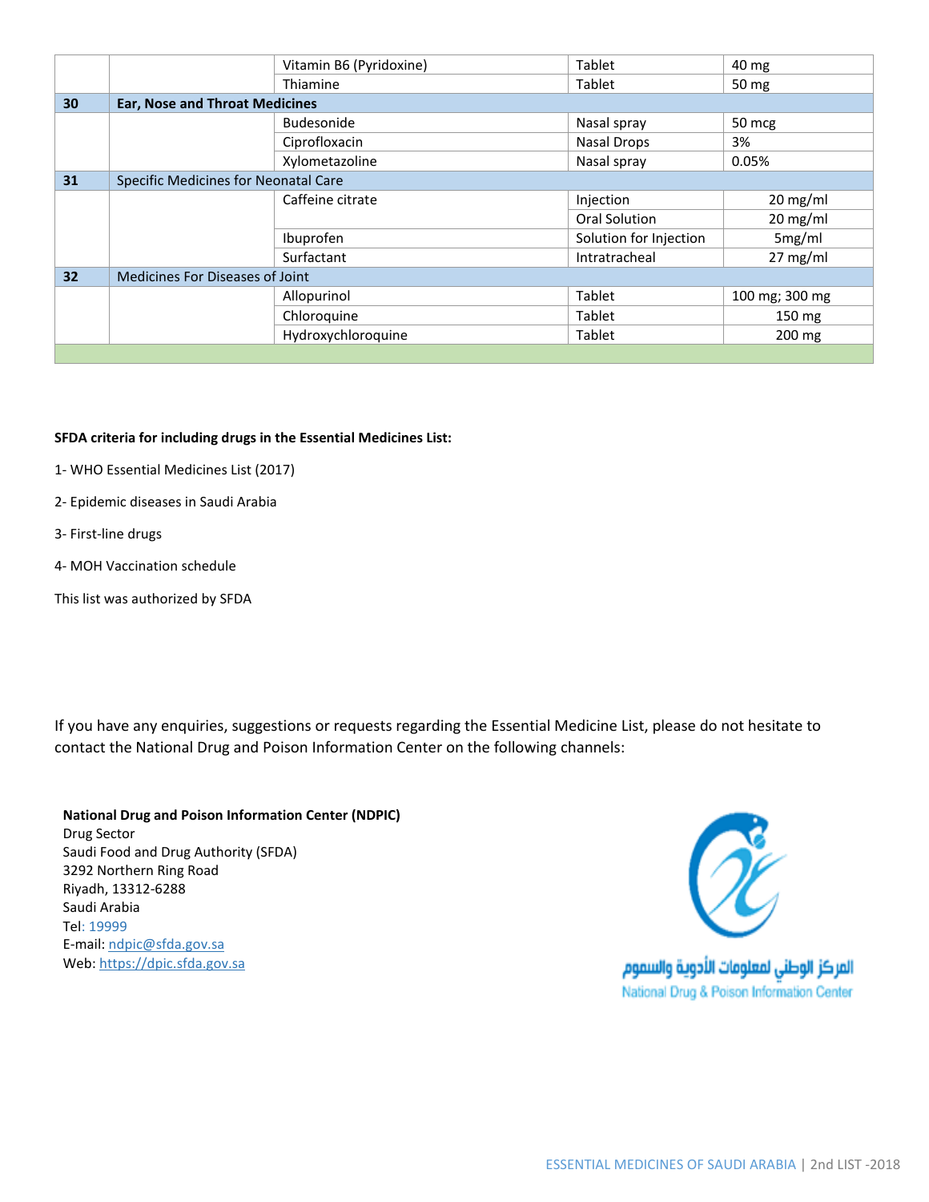| | | | | |
|---|---|---|---|---|
| | | Vitamin B6 (Pyridoxine) | Tablet | 40 mg |
| | | Thiamine | Tablet | 50 mg |
| **30** | **Ear, Nose and Throat Medicines** | | | |
| | | Budesonide | Nasal spray | 50 mcg |
| | | Ciprofloxacin | Nasal Drops | 3% |
| | | Xylometazoline | Nasal spray | 0.05% |
| **31** | Specific Medicines for Neonatal Care | | | |
| | | Caffeine citrate | Injection | 20 mg/ml |
| | | | Oral Solution | 20 mg/ml |
| | | Ibuprofen | Solution for Injection | 5mg/ml |
| | | Surfactant | Intratracheal | 27 mg/ml |
| **32** | Medicines For Diseases of Joint | | | |
| | | Allopurinol | Tablet | 100 mg; 300 mg |
| | | Chloroquine | Tablet | 150 mg |
| | | Hydroxychloroquine | Tablet | 200 mg |

**SFDA criteria for including drugs in the Essential Medicines List:**

1- WHO Essential Medicines List (2017)

2- Epidemic diseases in Saudi Arabia

3- First-line drugs

4- MOH Vaccination schedule

This list was authorized by SFDA

If you have any enquiries, suggestions or requests regarding the Essential Medicine List, please do not hesitate to contact the National Drug and Poison Information Center on the following channels:

**National Drug and Poison Information Center (NDPIC)**
Drug Sector
Saudi Food and Drug Authority (SFDA)
3292 Northern Ring Road
Riyadh, 13312-6288
Saudi Arabia
Tel: 19999
E-mail: ndpic@sfda.gov.sa
Web: https://dpic.sfda.gov.sa

المركز الوطني لمعلومات الأدوية والسموم
National Drug & Poison Information Center